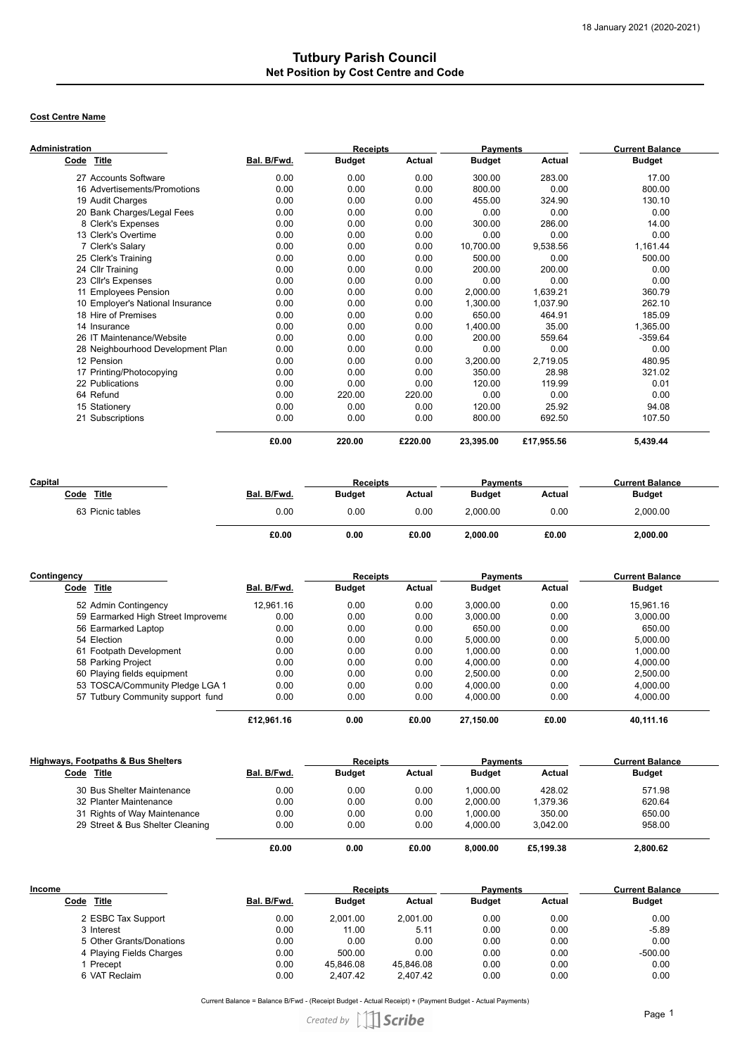18 January 2021 (2020-2021)

# Tutbury Parish Council
## Net Position by Cost Centre and Code

**Cost Centre Name**

**Administration**

| Code | Title | Bal. B/Fwd. | Receipts Budget | Receipts Actual | Payments Budget | Payments Actual | Current Balance Budget |
|---|---|---|---|---|---|---|---|
| 27 | Accounts Software | 0.00 | 0.00 | 0.00 | 300.00 | 283.00 | 17.00 |
| 16 | Advertisements/Promotions | 0.00 | 0.00 | 0.00 | 800.00 | 0.00 | 800.00 |
| 19 | Audit Charges | 0.00 | 0.00 | 0.00 | 455.00 | 324.90 | 130.10 |
| 20 | Bank Charges/Legal Fees | 0.00 | 0.00 | 0.00 | 0.00 | 0.00 | 0.00 |
| 8 | Clerk's Expenses | 0.00 | 0.00 | 0.00 | 300.00 | 286.00 | 14.00 |
| 13 | Clerk's Overtime | 0.00 | 0.00 | 0.00 | 0.00 | 0.00 | 0.00 |
| 7 | Clerk's Salary | 0.00 | 0.00 | 0.00 | 10,700.00 | 9,538.56 | 1,161.44 |
| 25 | Clerk's Training | 0.00 | 0.00 | 0.00 | 500.00 | 0.00 | 500.00 |
| 24 | Cllr Training | 0.00 | 0.00 | 0.00 | 200.00 | 200.00 | 0.00 |
| 23 | Cllr's Expenses | 0.00 | 0.00 | 0.00 | 0.00 | 0.00 | 0.00 |
| 11 | Employees Pension | 0.00 | 0.00 | 0.00 | 2,000.00 | 1,639.21 | 360.79 |
| 10 | Employer's National Insurance | 0.00 | 0.00 | 0.00 | 1,300.00 | 1,037.90 | 262.10 |
| 18 | Hire of Premises | 0.00 | 0.00 | 0.00 | 650.00 | 464.91 | 185.09 |
| 14 | Insurance | 0.00 | 0.00 | 0.00 | 1,400.00 | 35.00 | 1,365.00 |
| 26 | IT Maintenance/Website | 0.00 | 0.00 | 0.00 | 200.00 | 559.64 | -359.64 |
| 28 | Neighbourhood Development Plan | 0.00 | 0.00 | 0.00 | 0.00 | 0.00 | 0.00 |
| 12 | Pension | 0.00 | 0.00 | 0.00 | 3,200.00 | 2,719.05 | 480.95 |
| 17 | Printing/Photocopying | 0.00 | 0.00 | 0.00 | 350.00 | 28.98 | 321.02 |
| 22 | Publications | 0.00 | 0.00 | 0.00 | 120.00 | 119.99 | 0.01 |
| 64 | Refund | 0.00 | 220.00 | 220.00 | 0.00 | 0.00 | 0.00 |
| 15 | Stationery | 0.00 | 0.00 | 0.00 | 120.00 | 25.92 | 94.08 |
| 21 | Subscriptions | 0.00 | 0.00 | 0.00 | 800.00 | 692.50 | 107.50 |
| | | **£0.00** | **220.00** | **£220.00** | **23,395.00** | **£17,955.56** | **5,439.44** |

**Capital**

| Code | Title | Bal. B/Fwd. | Receipts Budget | Receipts Actual | Payments Budget | Payments Actual | Current Balance Budget |
|---|---|---|---|---|---|---|---|
| 63 | Picnic tables | 0.00 | 0.00 | 0.00 | 2,000.00 | 0.00 | 2,000.00 |
| | | **£0.00** | **0.00** | **£0.00** | **2,000.00** | **£0.00** | **2,000.00** |

**Contingency**

| Code | Title | Bal. B/Fwd. | Receipts Budget | Receipts Actual | Payments Budget | Payments Actual | Current Balance Budget |
|---|---|---|---|---|---|---|---|
| 52 | Admin Contingency | 12,961.16 | 0.00 | 0.00 | 3,000.00 | 0.00 | 15,961.16 |
| 59 | Earmarked High Street Improveme | 0.00 | 0.00 | 0.00 | 3,000.00 | 0.00 | 3,000.00 |
| 56 | Earmarked Laptop | 0.00 | 0.00 | 0.00 | 650.00 | 0.00 | 650.00 |
| 54 | Election | 0.00 | 0.00 | 0.00 | 5,000.00 | 0.00 | 5,000.00 |
| 61 | Footpath Development | 0.00 | 0.00 | 0.00 | 1,000.00 | 0.00 | 1,000.00 |
| 58 | Parking Project | 0.00 | 0.00 | 0.00 | 4,000.00 | 0.00 | 4,000.00 |
| 60 | Playing fields equipment | 0.00 | 0.00 | 0.00 | 2,500.00 | 0.00 | 2,500.00 |
| 53 | TOSCA/Community Pledge LGA 1 | 0.00 | 0.00 | 0.00 | 4,000.00 | 0.00 | 4,000.00 |
| 57 | Tutbury Community support fund | 0.00 | 0.00 | 0.00 | 4,000.00 | 0.00 | 4,000.00 |
| | | **£12,961.16** | **0.00** | **£0.00** | **27,150.00** | **£0.00** | **40,111.16** |

**Highways, Footpaths & Bus Shelters**

| Code | Title | Bal. B/Fwd. | Receipts Budget | Receipts Actual | Payments Budget | Payments Actual | Current Balance Budget |
|---|---|---|---|---|---|---|---|
| 30 | Bus Shelter Maintenance | 0.00 | 0.00 | 0.00 | 1,000.00 | 428.02 | 571.98 |
| 32 | Planter Maintenance | 0.00 | 0.00 | 0.00 | 2,000.00 | 1,379.36 | 620.64 |
| 31 | Rights of Way Maintenance | 0.00 | 0.00 | 0.00 | 1,000.00 | 350.00 | 650.00 |
| 29 | Street & Bus Shelter Cleaning | 0.00 | 0.00 | 0.00 | 4,000.00 | 3,042.00 | 958.00 |
| | | **£0.00** | **0.00** | **£0.00** | **8,000.00** | **£5,199.38** | **2,800.62** |

**Income**

| Code | Title | Bal. B/Fwd. | Receipts Budget | Receipts Actual | Payments Budget | Payments Actual | Current Balance Budget |
|---|---|---|---|---|---|---|---|
| 2 | ESBC Tax Support | 0.00 | 2,001.00 | 2,001.00 | 0.00 | 0.00 | 0.00 |
| 3 | Interest | 0.00 | 11.00 | 5.11 | 0.00 | 0.00 | -5.89 |
| 5 | Other Grants/Donations | 0.00 | 0.00 | 0.00 | 0.00 | 0.00 | 0.00 |
| 4 | Playing Fields Charges | 0.00 | 500.00 | 0.00 | 0.00 | 0.00 | -500.00 |
| 1 | Precept | 0.00 | 45,846.08 | 45,846.08 | 0.00 | 0.00 | 0.00 |
| 6 | VAT Reclaim | 0.00 | 2,407.42 | 2,407.42 | 0.00 | 0.00 | 0.00 |

Current Balance = Balance B/Fwd - (Receipt Budget - Actual Receipt) + (Payment Budget - Actual Payments)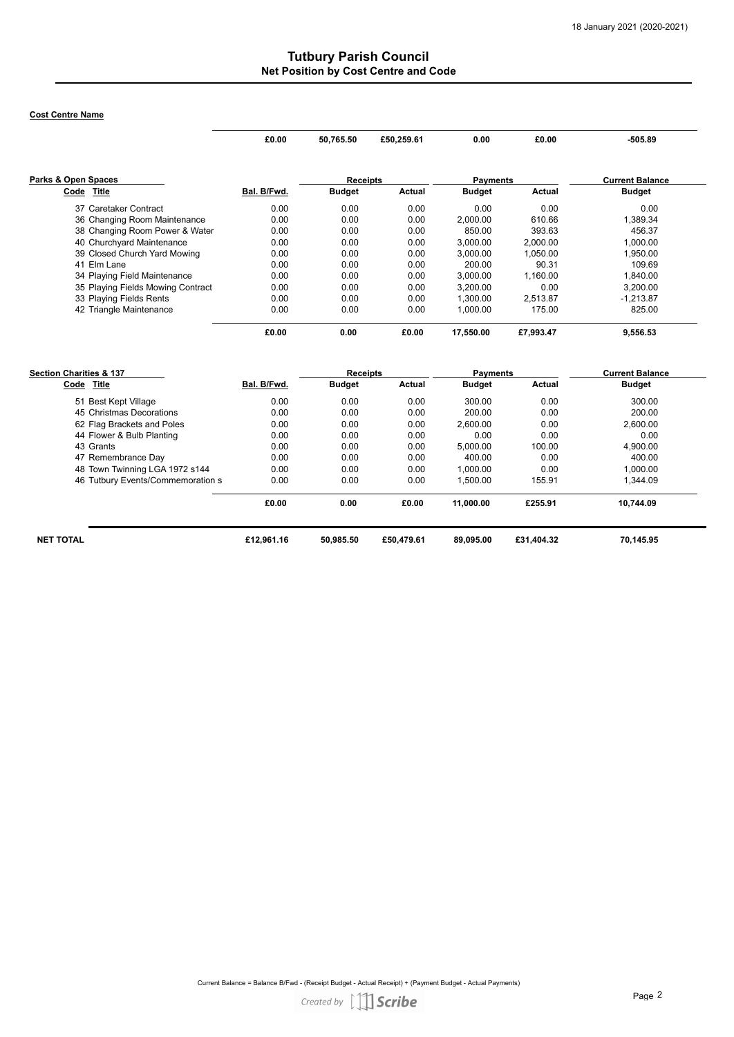18 January 2021 (2020-2021)

# Tutbury Parish Council

## Net Position by Cost Centre and Code

**Cost Centre Name**

| | Bal. B/Fwd. | Receipts Budget | Receipts Actual | Payments Budget | Payments Actual | Current Balance Budget |
|---|---|---|---|---|---|---|
| | **£0.00** | **50,765.50** | **£50,259.61** | **0.00** | **£0.00** | **-505.89** |

**Parks & Open Spaces**

| Code | Title | Bal. B/Fwd. | Receipts | | Payments | | Current Balance |
|---|---|---|---|---|---|---|---|
| | | | Budget | Actual | Budget | Actual | Budget |
| 37 | Caretaker Contract | 0.00 | 0.00 | 0.00 | 0.00 | 0.00 | 0.00 |
| 36 | Changing Room Maintenance | 0.00 | 0.00 | 0.00 | 2,000.00 | 610.66 | 1,389.34 |
| 38 | Changing Room Power & Water | 0.00 | 0.00 | 0.00 | 850.00 | 393.63 | 456.37 |
| 40 | Churchyard Maintenance | 0.00 | 0.00 | 0.00 | 3,000.00 | 2,000.00 | 1,000.00 |
| 39 | Closed Church Yard Mowing | 0.00 | 0.00 | 0.00 | 3,000.00 | 1,050.00 | 1,950.00 |
| 41 | Elm Lane | 0.00 | 0.00 | 0.00 | 200.00 | 90.31 | 109.69 |
| 34 | Playing Field Maintenance | 0.00 | 0.00 | 0.00 | 3,000.00 | 1,160.00 | 1,840.00 |
| 35 | Playing Fields Mowing Contract | 0.00 | 0.00 | 0.00 | 3,200.00 | 0.00 | 3,200.00 |
| 33 | Playing Fields Rents | 0.00 | 0.00 | 0.00 | 1,300.00 | 2,513.87 | -1,213.87 |
| 42 | Triangle Maintenance | 0.00 | 0.00 | 0.00 | 1,000.00 | 175.00 | 825.00 |
| | | **£0.00** | **0.00** | **£0.00** | **17,550.00** | **£7,993.47** | **9,556.53** |

**Section Charities & 137**

| Code | Title | Bal. B/Fwd. | Receipts | | Payments | | Current Balance |
|---|---|---|---|---|---|---|---|
| | | | Budget | Actual | Budget | Actual | Budget |
| 51 | Best Kept Village | 0.00 | 0.00 | 0.00 | 300.00 | 0.00 | 300.00 |
| 45 | Christmas Decorations | 0.00 | 0.00 | 0.00 | 200.00 | 0.00 | 200.00 |
| 62 | Flag Brackets and Poles | 0.00 | 0.00 | 0.00 | 2,600.00 | 0.00 | 2,600.00 |
| 44 | Flower & Bulb Planting | 0.00 | 0.00 | 0.00 | 0.00 | 0.00 | 0.00 |
| 43 | Grants | 0.00 | 0.00 | 0.00 | 5,000.00 | 100.00 | 4,900.00 |
| 47 | Remembrance Day | 0.00 | 0.00 | 0.00 | 400.00 | 0.00 | 400.00 |
| 48 | Town Twinning LGA 1972 s144 | 0.00 | 0.00 | 0.00 | 1,000.00 | 0.00 | 1,000.00 |
| 46 | Tutbury Events/Commemoration s | 0.00 | 0.00 | 0.00 | 1,500.00 | 155.91 | 1,344.09 |
| | | **£0.00** | **0.00** | **£0.00** | **11,000.00** | **£255.91** | **10,744.09** |

| | Bal. B/Fwd. | Receipts Budget | Receipts Actual | Payments Budget | Payments Actual | Current Balance Budget |
|---|---|---|---|---|---|---|
| **NET TOTAL** | **£12,961.16** | **50,985.50** | **£50,479.61** | **89,095.00** | **£31,404.32** | **70,145.95** |

Current Balance = Balance B/Fwd - (Receipt Budget - Actual Receipt) + (Payment Budget - Actual Payments)

Created by Scribe